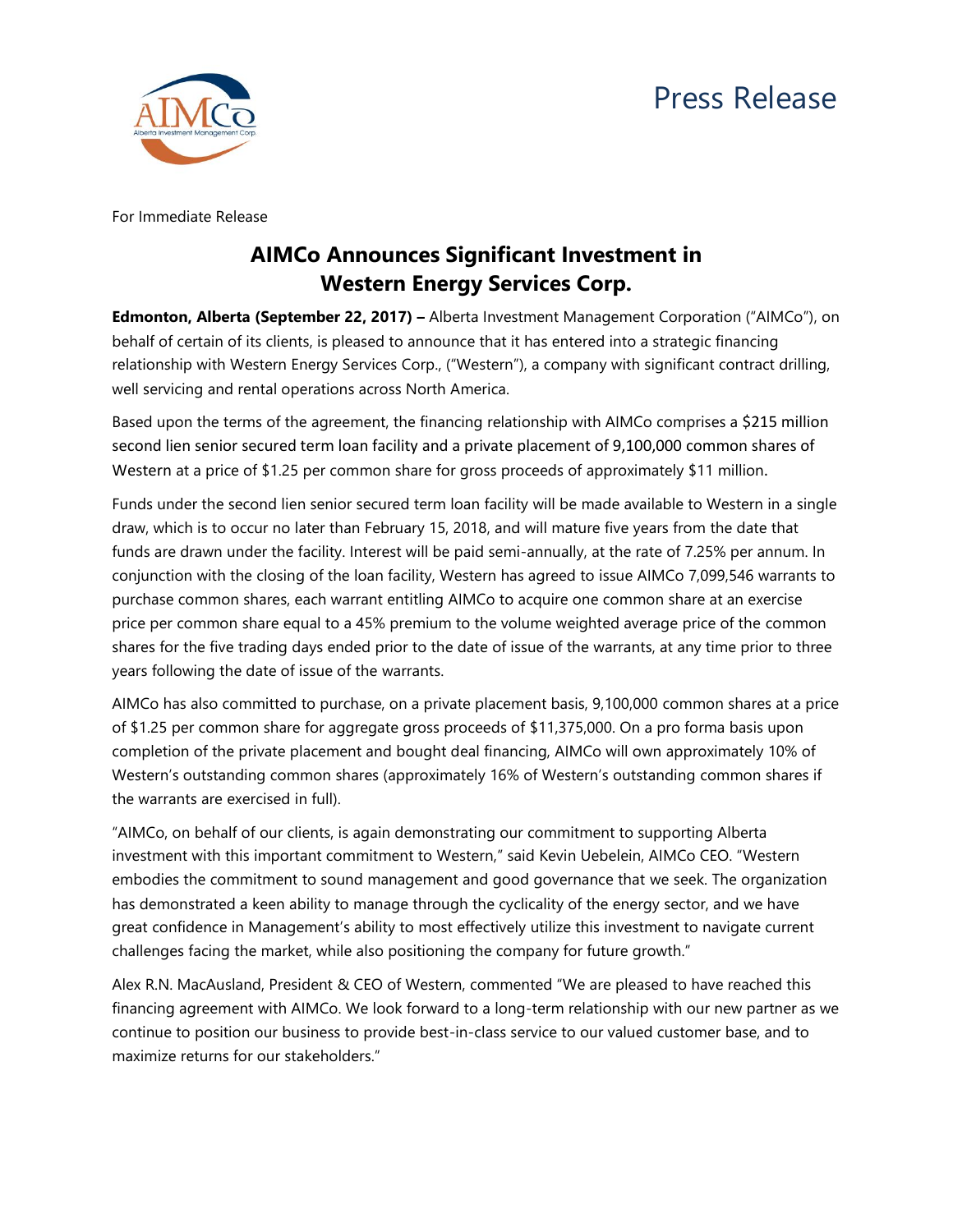# Press Release

For Immediate Release

## AIMCo Announces Significant Investment in Western Energy Services Corp.

**Edmonton, Alberta (September 22, 2017) –** Alberta Investment Management Corporation ("AIMCo"), on behalf of certain of its clients, is pleased to announce that it has entered into a strategic financing relationship with Western Energy Services Corp., ("Western"), a company with significant contract drilling, well servicing and rental operations across North America.

Based upon the terms of the agreement, the financing relationship with AIMCo comprises a $215 million second lien senior secured term loan facility and a private placement of 9,100,000 common shares of Western at a price of $1.25 per common share for gross proceeds of approximately $11 million.

Funds under the second lien senior secured term loan facility will be made available to Western in a single draw, which is to occur no later than February 15, 2018, and will mature five years from the date that funds are drawn under the facility. Interest will be paid semi-annually, at the rate of 7.25% per annum. In conjunction with the closing of the loan facility, Western has agreed to issue AIMCo 7,099,546 warrants to purchase common shares, each warrant entitling AIMCo to acquire one common share at an exercise price per common share equal to a 45% premium to the volume weighted average price of the common shares for the five trading days ended prior to the date of issue of the warrants, at any time prior to three years following the date of issue of the warrants.

AIMCo has also committed to purchase, on a private placement basis, 9,100,000 common shares at a price of $1.25 per common share for aggregate gross proceeds of $11,375,000. On a pro forma basis upon completion of the private placement and bought deal financing, AIMCo will own approximately 10% of Western's outstanding common shares (approximately 16% of Western's outstanding common shares if the warrants are exercised in full).

"AIMCo, on behalf of our clients, is again demonstrating our commitment to supporting Alberta investment with this important commitment to Western," said Kevin Uebelein, AIMCo CEO. "Western embodies the commitment to sound management and good governance that we seek. The organization has demonstrated a keen ability to manage through the cyclicality of the energy sector, and we have great confidence in Management's ability to most effectively utilize this investment to navigate current challenges facing the market, while also positioning the company for future growth."

Alex R.N. MacAusland, President & CEO of Western, commented "We are pleased to have reached this financing agreement with AIMCo. We look forward to a long-term relationship with our new partner as we continue to position our business to provide best-in-class service to our valued customer base, and to maximize returns for our stakeholders."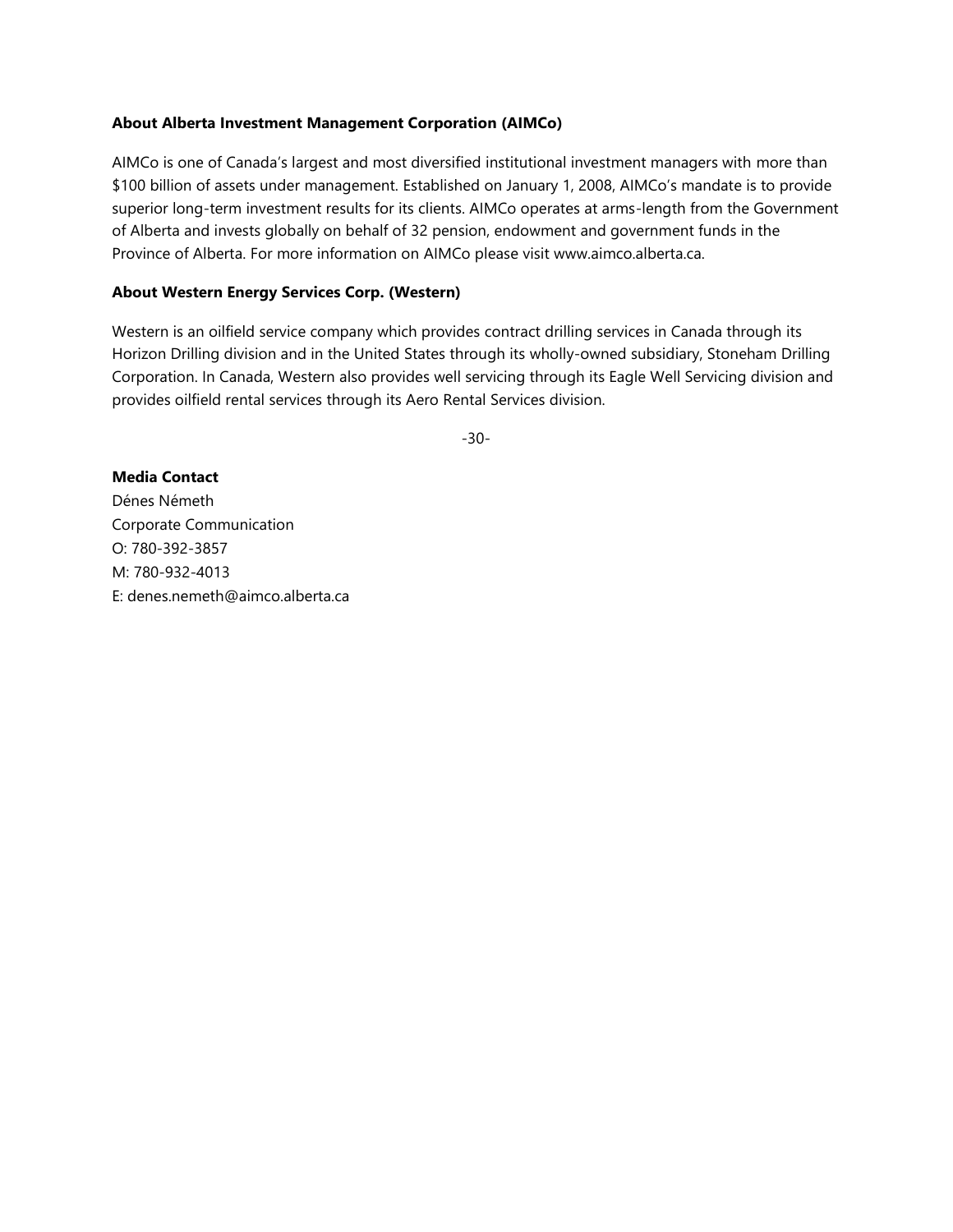**About Alberta Investment Management Corporation (AIMCo)**

AIMCo is one of Canada's largest and most diversified institutional investment managers with more than $100 billion of assets under management. Established on January 1, 2008, AIMCo's mandate is to provide superior long-term investment results for its clients. AIMCo operates at arms-length from the Government of Alberta and invests globally on behalf of 32 pension, endowment and government funds in the Province of Alberta. For more information on AIMCo please visit www.aimco.alberta.ca.

**About Western Energy Services Corp. (Western)**

Western is an oilfield service company which provides contract drilling services in Canada through its Horizon Drilling division and in the United States through its wholly-owned subsidiary, Stoneham Drilling Corporation. In Canada, Western also provides well servicing through its Eagle Well Servicing division and provides oilfield rental services through its Aero Rental Services division.

-30-

**Media Contact**
Dénes Németh
Corporate Communication
O: 780-392-3857
M: 780-932-4013
E: denes.nemeth@aimco.alberta.ca